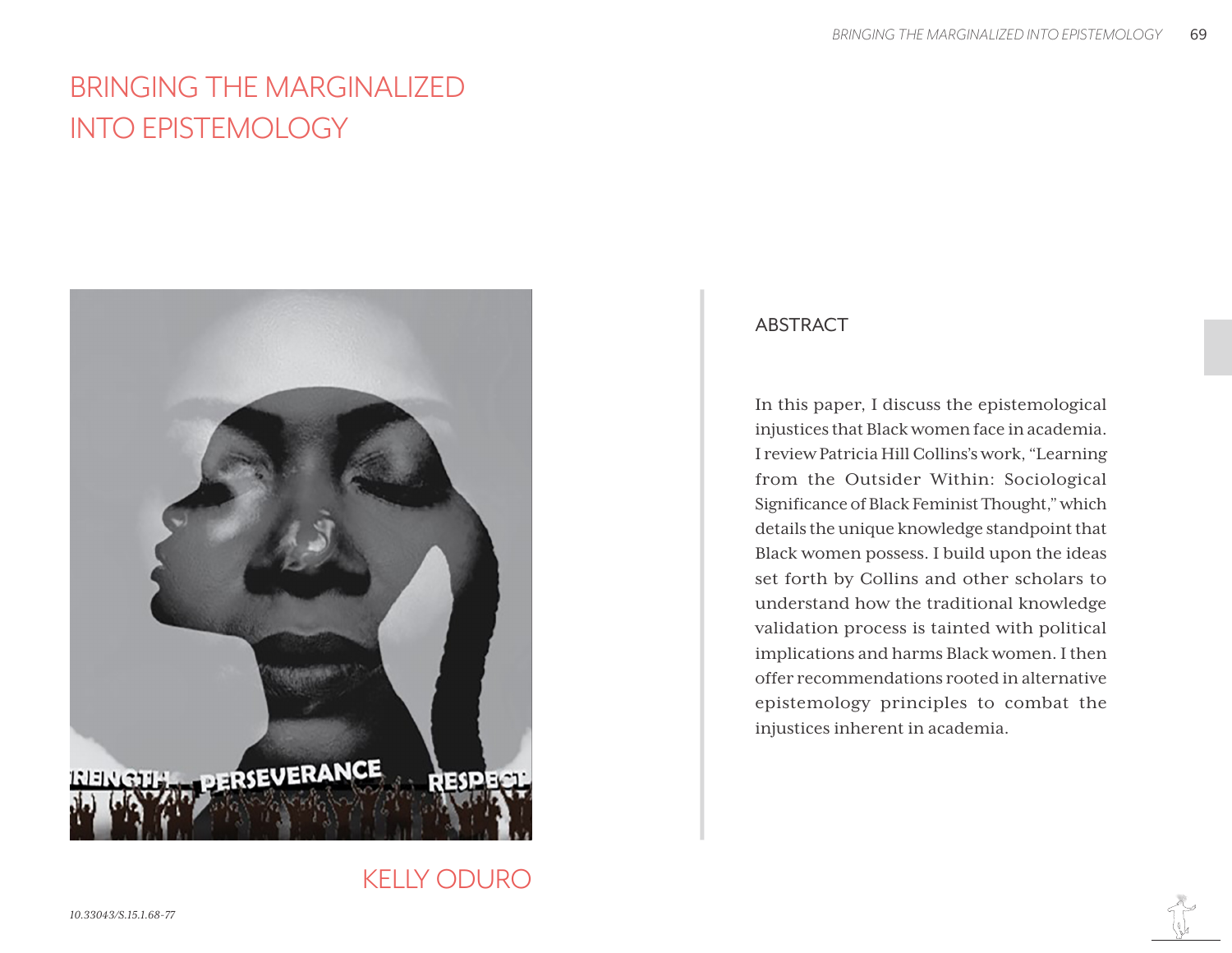# BRINGING THE MARGINALIZED INTO EPISTEMOLOGY

KELLY ODURO

## ABSTRACT

In this paper, I discuss the epistemological injustices that Black women face in academia. I review Patricia Hill Collins's work, "Learning from the Outsider Within: Sociological Significance of Black Feminist Thought," which details the unique knowledge standpoint that Black women possess. I build upon the ideas set forth by Collins and other scholars to understand how the traditional knowledge validation process is tainted with political implications and harms Black women. I then offer recommendations rooted in alternative epistemology principles to combat the injustices inherent in academia.

10.33043/S.15.1.68-77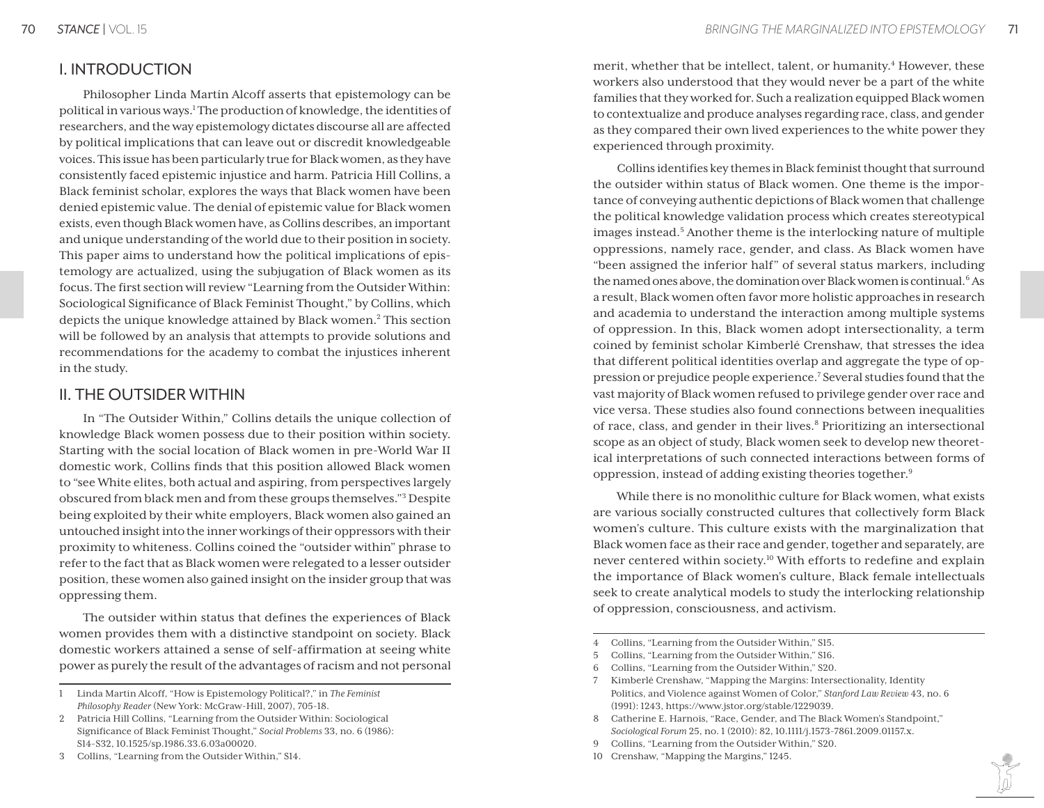## I. INTRODUCTION

Philosopher Linda Martín Alcoff asserts that epistemology can be political in various ways.[1] The production of knowledge, the identities of researchers, and the way epistemology dictates discourse all are affected by political implications that can leave out or discredit knowledgeable voices. This issue has been particularly true for Black women, as they have consistently faced epistemic injustice and harm. Patricia Hill Collins, a Black feminist scholar, explores the ways that Black women have been denied epistemic value. The denial of epistemic value for Black women exists, even though Black women have, as Collins describes, an important and unique understanding of the world due to their position in society. This paper aims to understand how the political implications of epistemology are actualized, using the subjugation of Black women as its focus. The first section will review "Learning from the Outsider Within: Sociological Significance of Black Feminist Thought," by Collins, which depicts the unique knowledge attained by Black women.[2] This section will be followed by an analysis that attempts to provide solutions and recommendations for the academy to combat the injustices inherent in the study.

## II. THE OUTSIDER WITHIN

In "The Outsider Within," Collins details the unique collection of knowledge Black women possess due to their position within society. Starting with the social location of Black women in pre-World War II domestic work, Collins finds that this position allowed Black women to "see White elites, both actual and aspiring, from perspectives largely obscured from black men and from these groups themselves."[3] Despite being exploited by their white employers, Black women also gained an untouched insight into the inner workings of their oppressors with their proximity to whiteness. Collins coined the "outsider within" phrase to refer to the fact that as Black women were relegated to a lesser outsider position, these women also gained insight on the insider group that was oppressing them.

The outsider within status that defines the experiences of Black women provides them with a distinctive standpoint on society. Black domestic workers attained a sense of self-affirmation at seeing white power as purely the result of the advantages of racism and not personal merit, whether that be intellect, talent, or humanity.[4] However, these workers also understood that they would never be a part of the white families that they worked for. Such a realization equipped Black women to contextualize and produce analyses regarding race, class, and gender as they compared their own lived experiences to the white power they experienced through proximity.

Collins identifies key themes in Black feminist thought that surround the outsider within status of Black women. One theme is the importance of conveying authentic depictions of Black women that challenge the political knowledge validation process which creates stereotypical images instead.[5] Another theme is the interlocking nature of multiple oppressions, namely race, gender, and class. As Black women have "been assigned the inferior half" of several status markers, including the named ones above, the domination over Black women is continual.[6] As a result, Black women often favor more holistic approaches in research and academia to understand the interaction among multiple systems of oppression. In this, Black women adopt intersectionality, a term coined by feminist scholar Kimberlé Crenshaw, that stresses the idea that different political identities overlap and aggregate the type of oppression or prejudice people experience.[7] Several studies found that the vast majority of Black women refused to privilege gender over race and vice versa. These studies also found connections between inequalities of race, class, and gender in their lives.[8] Prioritizing an intersectional scope as an object of study, Black women seek to develop new theoretical interpretations of such connected interactions between forms of oppression, instead of adding existing theories together.[9]

While there is no monolithic culture for Black women, what exists are various socially constructed cultures that collectively form Black women's culture. This culture exists with the marginalization that Black women face as their race and gender, together and separately, are never centered within society.[10] With efforts to redefine and explain the importance of Black women's culture, Black female intellectuals seek to create analytical models to study the interlocking relationship of oppression, consciousness, and activism.

---

1 Linda Martín Alcoff, "How is Epistemology Political?," in *The Feminist Philosophy Reader* (New York: McGraw-Hill, 2007), 705-18.

2 Patricia Hill Collins, "Learning from the Outsider Within: Sociological Significance of Black Feminist Thought," *Social Problems* 33, no. 6 (1986): S14-S32, 10.1525/sp.1986.33.6.03a00020.

3 Collins, "Learning from the Outsider Within," S14.

4 Collins, "Learning from the Outsider Within," S15.

5 Collins, "Learning from the Outsider Within," S16.

6 Collins, "Learning from the Outsider Within," S20.

7 Kimberlé Crenshaw, "Mapping the Margins: Intersectionality, Identity Politics, and Violence against Women of Color," *Stanford Law Review* 43, no. 6 (1991): 1243, https://www.jstor.org/stable/1229039.

8 Catherine E. Harnois, "Race, Gender, and The Black Women's Standpoint," *Sociological Forum* 25, no. 1 (2010): 82, 10.1111/j.1573-7861.2009.01157.x.

9 Collins, "Learning from the Outsider Within," S20.

10 Crenshaw, "Mapping the Margins," 1245.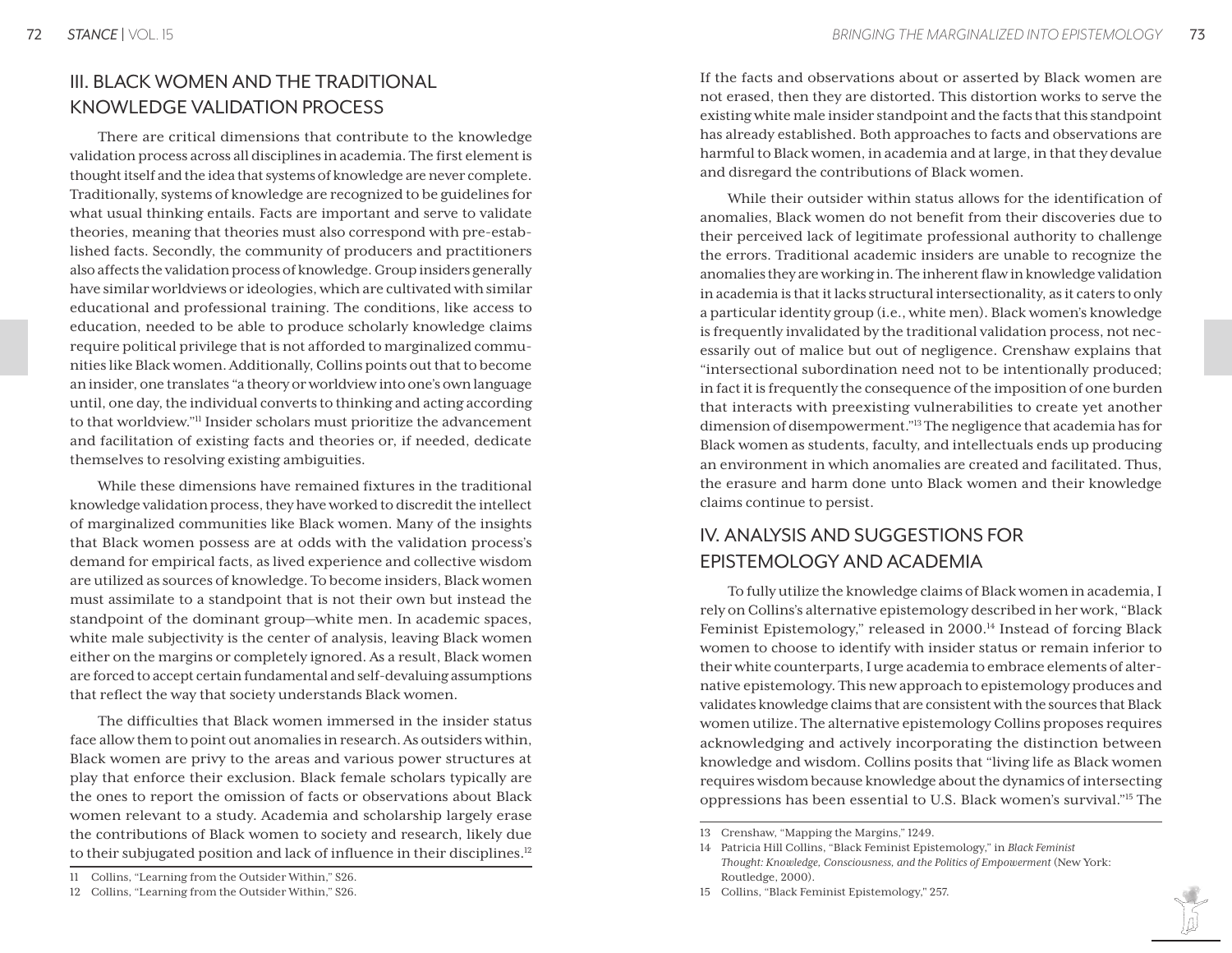## III. BLACK WOMEN AND THE TRADITIONAL KNOWLEDGE VALIDATION PROCESS

There are critical dimensions that contribute to the knowledge validation process across all disciplines in academia. The first element is thought itself and the idea that systems of knowledge are never complete. Traditionally, systems of knowledge are recognized to be guidelines for what usual thinking entails. Facts are important and serve to validate theories, meaning that theories must also correspond with pre-established facts. Secondly, the community of producers and practitioners also affects the validation process of knowledge. Group insiders generally have similar worldviews or ideologies, which are cultivated with similar educational and professional training. The conditions, like access to education, needed to be able to produce scholarly knowledge claims require political privilege that is not afforded to marginalized communities like Black women. Additionally, Collins points out that to become an insider, one translates "a theory or worldview into one's own language until, one day, the individual converts to thinking and acting according to that worldview."[11] Insider scholars must prioritize the advancement and facilitation of existing facts and theories or, if needed, dedicate themselves to resolving existing ambiguities.

While these dimensions have remained fixtures in the traditional knowledge validation process, they have worked to discredit the intellect of marginalized communities like Black women. Many of the insights that Black women possess are at odds with the validation process's demand for empirical facts, as lived experience and collective wisdom are utilized as sources of knowledge. To become insiders, Black women must assimilate to a standpoint that is not their own but instead the standpoint of the dominant group—white men. In academic spaces, white male subjectivity is the center of analysis, leaving Black women either on the margins or completely ignored. As a result, Black women are forced to accept certain fundamental and self-devaluing assumptions that reflect the way that society understands Black women.

The difficulties that Black women immersed in the insider status face allow them to point out anomalies in research. As outsiders within, Black women are privy to the areas and various power structures at play that enforce their exclusion. Black female scholars typically are the ones to report the omission of facts or observations about Black women relevant to a study. Academia and scholarship largely erase the contributions of Black women to society and research, likely due to their subjugated position and lack of influence in their disciplines.[12] If the facts and observations about or asserted by Black women are not erased, then they are distorted. This distortion works to serve the existing white male insider standpoint and the facts that this standpoint has already established. Both approaches to facts and observations are harmful to Black women, in academia and at large, in that they devalue and disregard the contributions of Black women.

While their outsider within status allows for the identification of anomalies, Black women do not benefit from their discoveries due to their perceived lack of legitimate professional authority to challenge the errors. Traditional academic insiders are unable to recognize the anomalies they are working in. The inherent flaw in knowledge validation in academia is that it lacks structural intersectionality, as it caters to only a particular identity group (i.e., white men). Black women's knowledge is frequently invalidated by the traditional validation process, not necessarily out of malice but out of negligence. Crenshaw explains that "intersectional subordination need not to be intentionally produced; in fact it is frequently the consequence of the imposition of one burden that interacts with preexisting vulnerabilities to create yet another dimension of disempowerment."[13] The negligence that academia has for Black women as students, faculty, and intellectuals ends up producing an environment in which anomalies are created and facilitated. Thus, the erasure and harm done unto Black women and their knowledge claims continue to persist.

## IV. ANALYSIS AND SUGGESTIONS FOR EPISTEMOLOGY AND ACADEMIA

To fully utilize the knowledge claims of Black women in academia, I rely on Collins's alternative epistemology described in her work, "Black Feminist Epistemology," released in 2000.[14] Instead of forcing Black women to choose to identify with insider status or remain inferior to their white counterparts, I urge academia to embrace elements of alternative epistemology. This new approach to epistemology produces and validates knowledge claims that are consistent with the sources that Black women utilize. The alternative epistemology Collins proposes requires acknowledging and actively incorporating the distinction between knowledge and wisdom. Collins posits that "living life as Black women requires wisdom because knowledge about the dynamics of intersecting oppressions has been essential to U.S. Black women's survival."[15] The

---

11 Collins, "Learning from the Outsider Within," S26.

12 Collins, "Learning from the Outsider Within," S26.

13 Crenshaw, "Mapping the Margins," 1249.

14 Patricia Hill Collins, "Black Feminist Epistemology," in *Black Feminist Thought: Knowledge, Consciousness, and the Politics of Empowerment* (New York: Routledge, 2000).

15 Collins, "Black Feminist Epistemology," 257.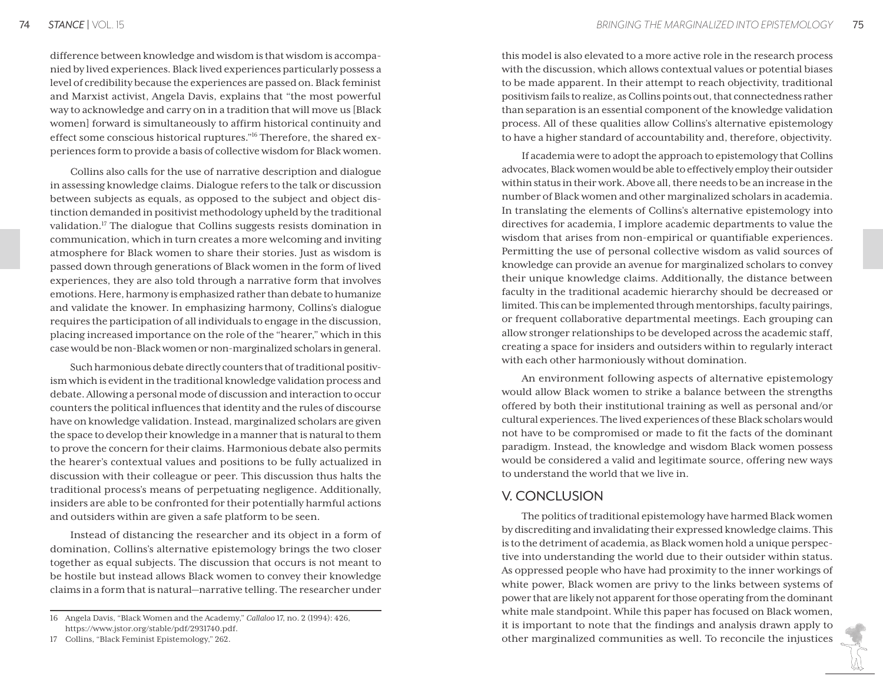difference between knowledge and wisdom is that wisdom is accompanied by lived experiences. Black lived experiences particularly possess a level of credibility because the experiences are passed on. Black feminist and Marxist activist, Angela Davis, explains that "the most powerful way to acknowledge and carry on in a tradition that will move us [Black women] forward is simultaneously to affirm historical continuity and effect some conscious historical ruptures."[16] Therefore, the shared experiences form to provide a basis of collective wisdom for Black women.

Collins also calls for the use of narrative description and dialogue in assessing knowledge claims. Dialogue refers to the talk or discussion between subjects as equals, as opposed to the subject and object distinction demanded in positivist methodology upheld by the traditional validation.[17] The dialogue that Collins suggests resists domination in communication, which in turn creates a more welcoming and inviting atmosphere for Black women to share their stories. Just as wisdom is passed down through generations of Black women in the form of lived experiences, they are also told through a narrative form that involves emotions. Here, harmony is emphasized rather than debate to humanize and validate the knower. In emphasizing harmony, Collins's dialogue requires the participation of all individuals to engage in the discussion, placing increased importance on the role of the "hearer," which in this case would be non-Black women or non-marginalized scholars in general.

Such harmonious debate directly counters that of traditional positivism which is evident in the traditional knowledge validation process and debate. Allowing a personal mode of discussion and interaction to occur counters the political influences that identity and the rules of discourse have on knowledge validation. Instead, marginalized scholars are given the space to develop their knowledge in a manner that is natural to them to prove the concern for their claims. Harmonious debate also permits the hearer's contextual values and positions to be fully actualized in discussion with their colleague or peer. This discussion thus halts the traditional process's means of perpetuating negligence. Additionally, insiders are able to be confronted for their potentially harmful actions and outsiders within are given a safe platform to be seen.

Instead of distancing the researcher and its object in a form of domination, Collins's alternative epistemology brings the two closer together as equal subjects. The discussion that occurs is not meant to be hostile but instead allows Black women to convey their knowledge claims in a form that is natural—narrative telling. The researcher under this model is also elevated to a more active role in the research process with the discussion, which allows contextual values or potential biases to be made apparent. In their attempt to reach objectivity, traditional positivism fails to realize, as Collins points out, that connectedness rather than separation is an essential component of the knowledge validation process. All of these qualities allow Collins's alternative epistemology to have a higher standard of accountability and, therefore, objectivity.

If academia were to adopt the approach to epistemology that Collins advocates, Black women would be able to effectively employ their outsider within status in their work. Above all, there needs to be an increase in the number of Black women and other marginalized scholars in academia. In translating the elements of Collins's alternative epistemology into directives for academia, I implore academic departments to value the wisdom that arises from non-empirical or quantifiable experiences. Permitting the use of personal collective wisdom as valid sources of knowledge can provide an avenue for marginalized scholars to convey their unique knowledge claims. Additionally, the distance between faculty in the traditional academic hierarchy should be decreased or limited. This can be implemented through mentorships, faculty pairings, or frequent collaborative departmental meetings. Each grouping can allow stronger relationships to be developed across the academic staff, creating a space for insiders and outsiders within to regularly interact with each other harmoniously without domination.

An environment following aspects of alternative epistemology would allow Black women to strike a balance between the strengths offered by both their institutional training as well as personal and/or cultural experiences. The lived experiences of these Black scholars would not have to be compromised or made to fit the facts of the dominant paradigm. Instead, the knowledge and wisdom Black women possess would be considered a valid and legitimate source, offering new ways to understand the world that we live in.

## V. CONCLUSION

The politics of traditional epistemology have harmed Black women by discrediting and invalidating their expressed knowledge claims. This is to the detriment of academia, as Black women hold a unique perspective into understanding the world due to their outsider within status. As oppressed people who have had proximity to the inner workings of white power, Black women are privy to the links between systems of power that are likely not apparent for those operating from the dominant white male standpoint. While this paper has focused on Black women, it is important to note that the findings and analysis drawn apply to other marginalized communities as well. To reconcile the injustices

16 Angela Davis, "Black Women and the Academy," *Callaloo* 17, no. 2 (1994): 426, https://www.jstor.org/stable/pdf/2931740.pdf.

17 Collins, "Black Feminist Epistemology," 262.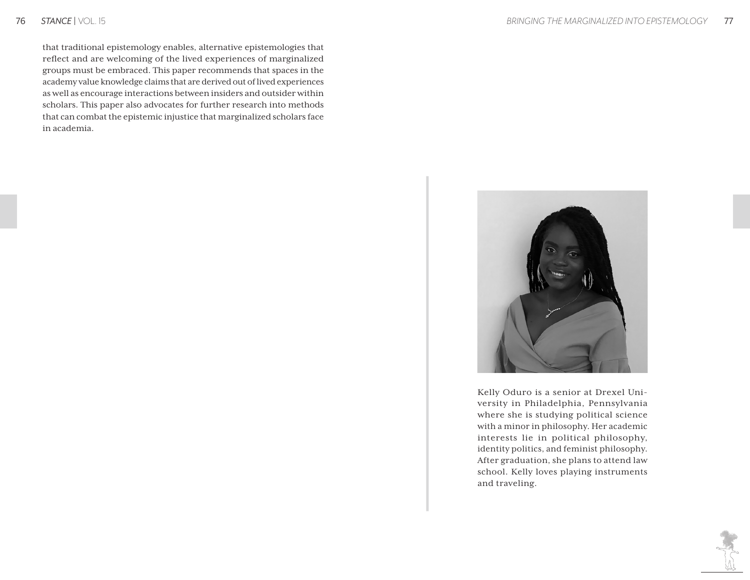that traditional epistemology enables, alternative epistemologies that reflect and are welcoming of the lived experiences of marginalized groups must be embraced. This paper recommends that spaces in the academy value knowledge claims that are derived out of lived experiences as well as encourage interactions between insiders and outsider within scholars. This paper also advocates for further research into methods that can combat the epistemic injustice that marginalized scholars face in academia.

Kelly Oduro is a senior at Drexel University in Philadelphia, Pennsylvania where she is studying political science with a minor in philosophy. Her academic interests lie in political philosophy, identity politics, and feminist philosophy. After graduation, she plans to attend law school. Kelly loves playing instruments and traveling.